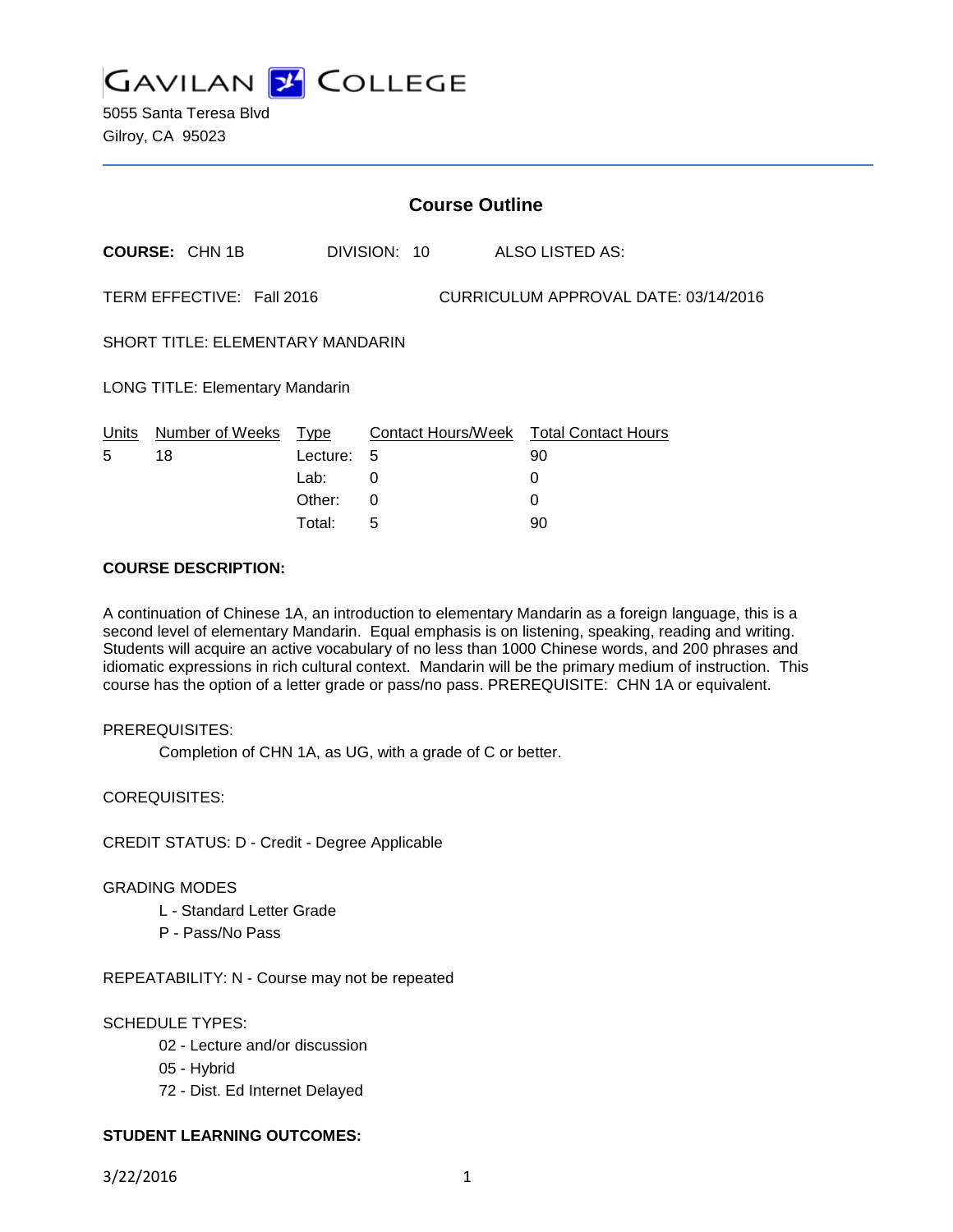# GAVILAN COLLEGE

5055 Santa Teresa Blvd
Gilroy, CA 95023

## Course Outline

**COURSE:** CHN 1B    DIVISION: 10    ALSO LISTED AS:

TERM EFFECTIVE: Fall 2016    CURRICULUM APPROVAL DATE: 03/14/2016

SHORT TITLE: ELEMENTARY MANDARIN

LONG TITLE: Elementary Mandarin

| Units | Number of Weeks | Type | Contact Hours/Week | Total Contact Hours |
|---|---|---|---|---|
| 5 | 18 | Lecture: | 5 | 90 |
| | | Lab: | 0 | 0 |
| | | Other: | 0 | 0 |
| | | Total: | 5 | 90 |

**COURSE DESCRIPTION:**

A continuation of Chinese 1A, an introduction to elementary Mandarin as a foreign language, this is a second level of elementary Mandarin. Equal emphasis is on listening, speaking, reading and writing. Students will acquire an active vocabulary of no less than 1000 Chinese words, and 200 phrases and idiomatic expressions in rich cultural context. Mandarin will be the primary medium of instruction. This course has the option of a letter grade or pass/no pass. PREREQUISITE: CHN 1A or equivalent.

PREREQUISITES:

Completion of CHN 1A, as UG, with a grade of C or better.

COREQUISITES:

CREDIT STATUS: D - Credit - Degree Applicable

GRADING MODES

- L - Standard Letter Grade
- P - Pass/No Pass

REPEATABILITY: N - Course may not be repeated

SCHEDULE TYPES:

- 02 - Lecture and/or discussion
- 05 - Hybrid
- 72 - Dist. Ed Internet Delayed

**STUDENT LEARNING OUTCOMES:**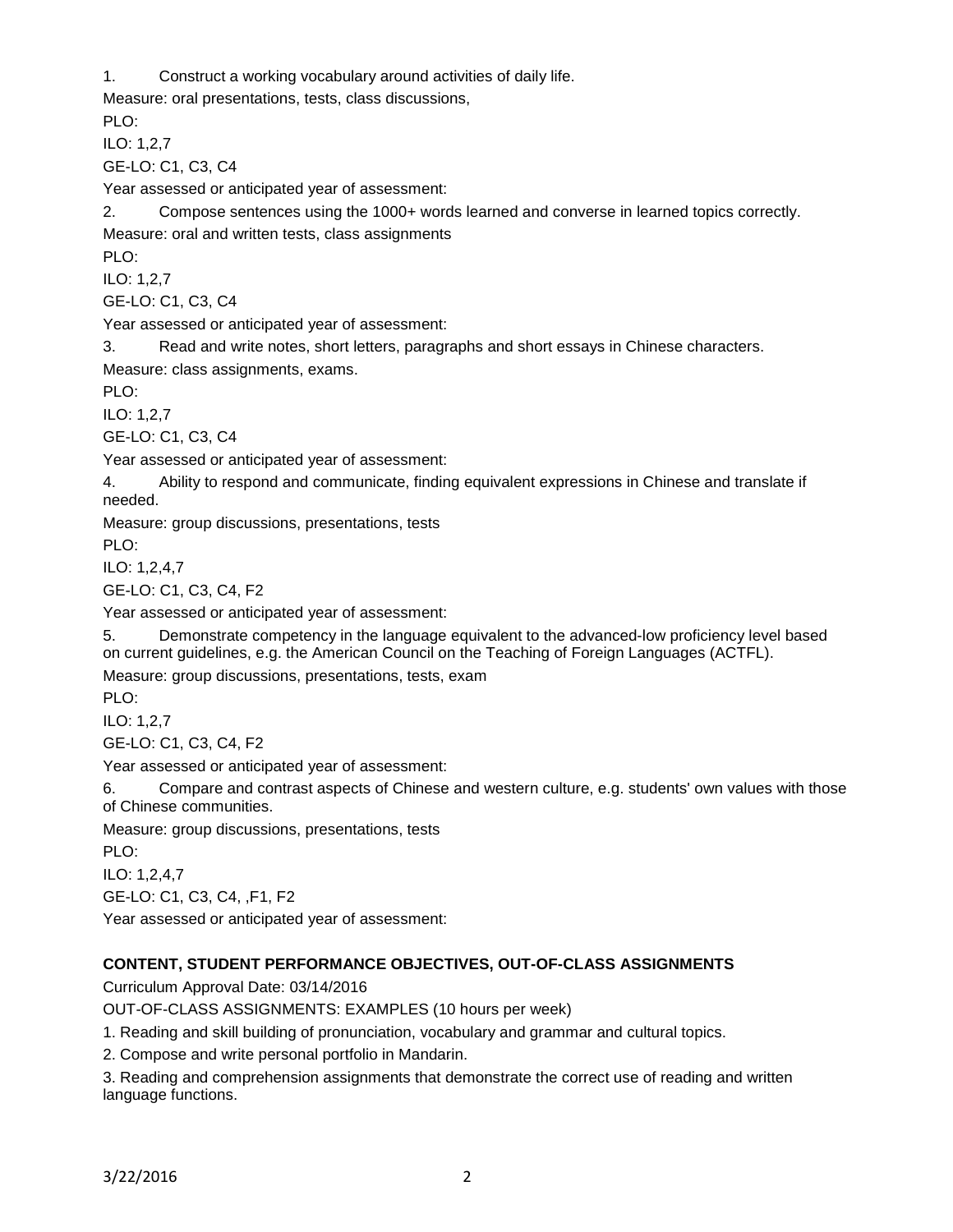1. Construct a working vocabulary around activities of daily life.

Measure: oral presentations, tests, class discussions,

PLO:

ILO: 1,2,7

GE-LO: C1, C3, C4

Year assessed or anticipated year of assessment:

2. Compose sentences using the 1000+ words learned and converse in learned topics correctly.

Measure: oral and written tests, class assignments

PLO:

ILO: 1,2,7

GE-LO: C1, C3, C4

Year assessed or anticipated year of assessment:

3. Read and write notes, short letters, paragraphs and short essays in Chinese characters.

Measure: class assignments, exams.

PLO:

ILO: 1,2,7

GE-LO: C1, C3, C4

Year assessed or anticipated year of assessment:

4. Ability to respond and communicate, finding equivalent expressions in Chinese and translate if needed.

Measure: group discussions, presentations, tests

PLO:

ILO: 1,2,4,7

GE-LO: C1, C3, C4, F2

Year assessed or anticipated year of assessment:

5. Demonstrate competency in the language equivalent to the advanced-low proficiency level based on current guidelines, e.g. the American Council on the Teaching of Foreign Languages (ACTFL).

Measure: group discussions, presentations, tests, exam

PLO:

ILO: 1,2,7

GE-LO: C1, C3, C4, F2

Year assessed or anticipated year of assessment:

6. Compare and contrast aspects of Chinese and western culture, e.g. students' own values with those of Chinese communities.

Measure: group discussions, presentations, tests

PLO:

ILO: 1,2,4,7

GE-LO: C1, C3, C4, ,F1, F2

Year assessed or anticipated year of assessment:

## CONTENT, STUDENT PERFORMANCE OBJECTIVES, OUT-OF-CLASS ASSIGNMENTS

Curriculum Approval Date: 03/14/2016

OUT-OF-CLASS ASSIGNMENTS: EXAMPLES (10 hours per week)

1. Reading and skill building of pronunciation, vocabulary and grammar and cultural topics.
2. Compose and write personal portfolio in Mandarin.
3. Reading and comprehension assignments that demonstrate the correct use of reading and written language functions.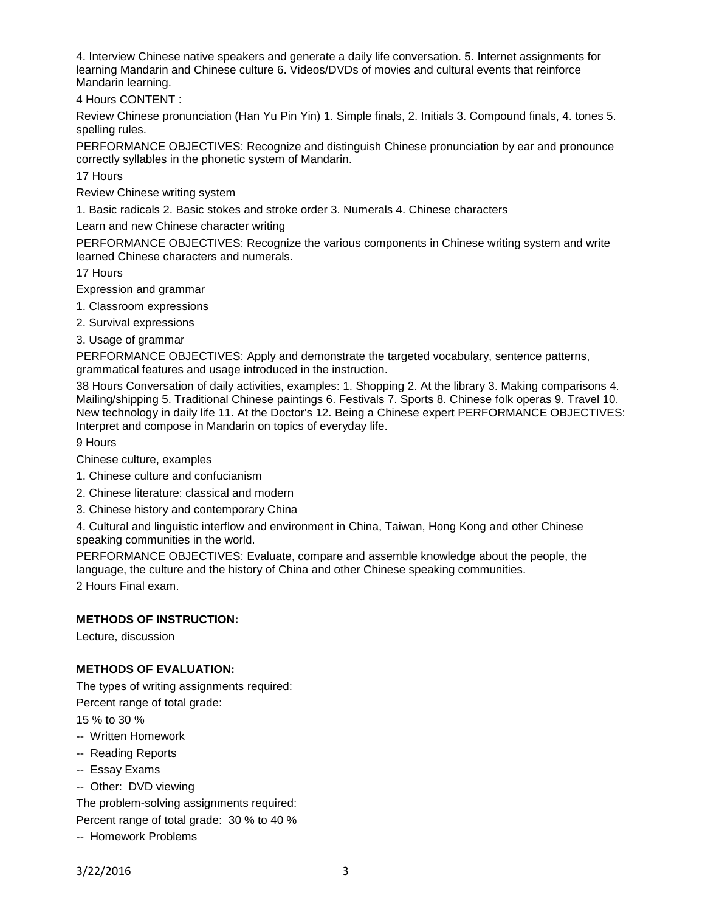4. Interview Chinese native speakers and generate a daily life conversation. 5. Internet assignments for learning Mandarin and Chinese culture 6. Videos/DVDs of movies and cultural events that reinforce Mandarin learning.

4 Hours CONTENT :

Review Chinese pronunciation (Han Yu Pin Yin) 1. Simple finals, 2. Initials 3. Compound finals, 4. tones 5. spelling rules.

PERFORMANCE OBJECTIVES: Recognize and distinguish Chinese pronunciation by ear and pronounce correctly syllables in the phonetic system of Mandarin.

17 Hours

Review Chinese writing system

1. Basic radicals 2. Basic stokes and stroke order 3. Numerals 4. Chinese characters

Learn and new Chinese character writing

PERFORMANCE OBJECTIVES: Recognize the various components in Chinese writing system and write learned Chinese characters and numerals.

17 Hours

Expression and grammar

1. Classroom expressions
2. Survival expressions
3. Usage of grammar

PERFORMANCE OBJECTIVES: Apply and demonstrate the targeted vocabulary, sentence patterns, grammatical features and usage introduced in the instruction.

38 Hours Conversation of daily activities, examples: 1. Shopping 2. At the library 3. Making comparisons 4. Mailing/shipping 5. Traditional Chinese paintings 6. Festivals 7. Sports 8. Chinese folk operas 9. Travel 10. New technology in daily life 11. At the Doctor's 12. Being a Chinese expert PERFORMANCE OBJECTIVES: Interpret and compose in Mandarin on topics of everyday life.

9 Hours

Chinese culture, examples

1. Chinese culture and confucianism
2. Chinese literature: classical and modern
3. Chinese history and contemporary China
4. Cultural and linguistic interflow and environment in China, Taiwan, Hong Kong and other Chinese speaking communities in the world.

PERFORMANCE OBJECTIVES: Evaluate, compare and assemble knowledge about the people, the language, the culture and the history of China and other Chinese speaking communities.

2 Hours Final exam.

**METHODS OF INSTRUCTION:**

Lecture, discussion

**METHODS OF EVALUATION:**

The types of writing assignments required:

Percent range of total grade:

15 % to 30 %

-- Written Homework
-- Reading Reports
-- Essay Exams
-- Other: DVD viewing

The problem-solving assignments required:

Percent range of total grade: 30 % to 40 %

-- Homework Problems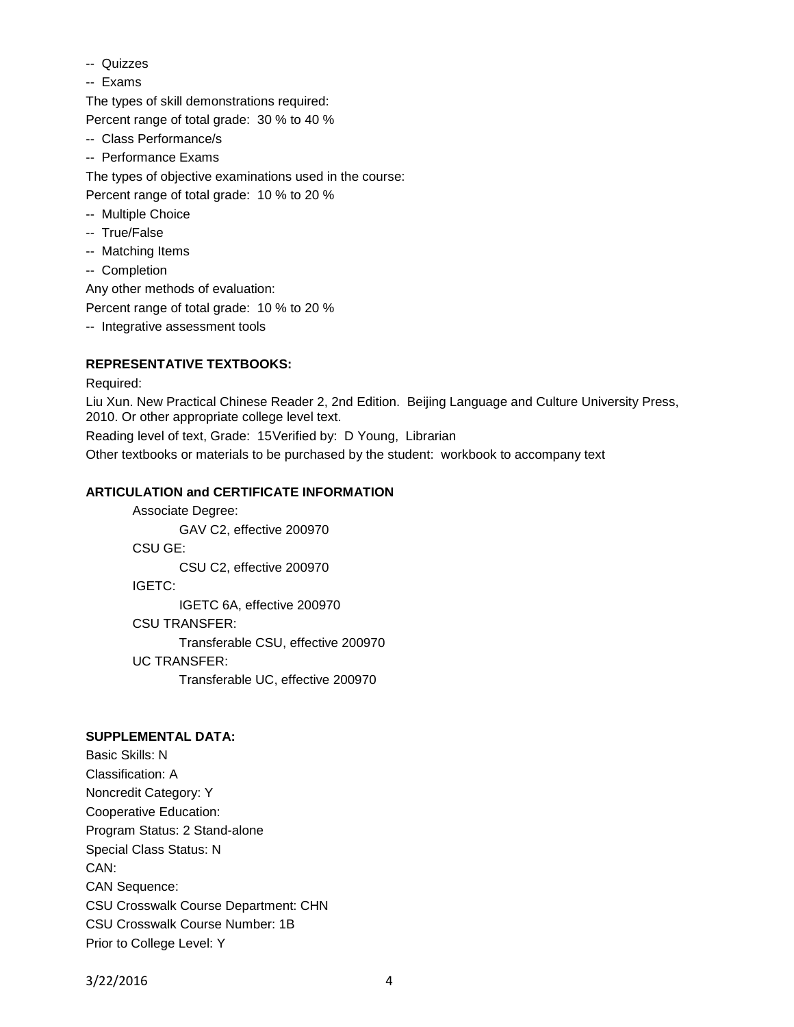-- Quizzes

-- Exams

The types of skill demonstrations required:

Percent range of total grade: 30 % to 40 %

-- Class Performance/s

-- Performance Exams

The types of objective examinations used in the course:

Percent range of total grade: 10 % to 20 %

-- Multiple Choice

-- True/False

-- Matching Items

-- Completion

Any other methods of evaluation:

Percent range of total grade: 10 % to 20 %

-- Integrative assessment tools

**REPRESENTATIVE TEXTBOOKS:**

Required:

Liu Xun. New Practical Chinese Reader 2, 2nd Edition. Beijing Language and Culture University Press, 2010. Or other appropriate college level text.

Reading level of text, Grade: 15Verified by: D Young, Librarian

Other textbooks or materials to be purchased by the student: workbook to accompany text

**ARTICULATION and CERTIFICATE INFORMATION**

Associate Degree:

GAV C2, effective 200970

CSU GE:

CSU C2, effective 200970

IGETC:

IGETC 6A, effective 200970

CSU TRANSFER:

Transferable CSU, effective 200970

UC TRANSFER:

Transferable UC, effective 200970

**SUPPLEMENTAL DATA:**

Basic Skills: N

Classification: A

Noncredit Category: Y

Cooperative Education:

Program Status: 2 Stand-alone

Special Class Status: N

CAN:

CAN Sequence:

CSU Crosswalk Course Department: CHN

CSU Crosswalk Course Number: 1B

Prior to College Level: Y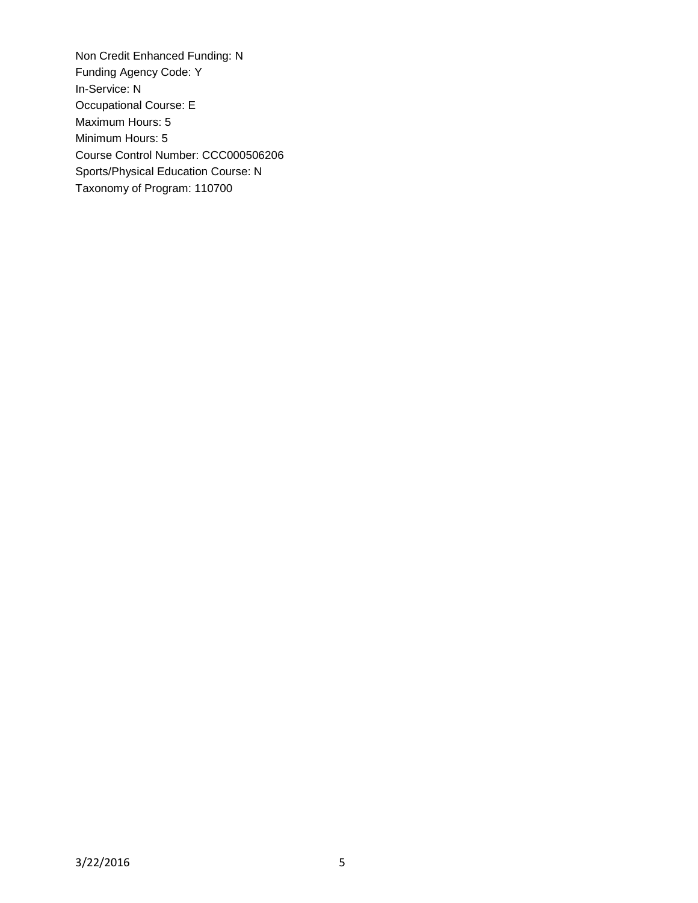Non Credit Enhanced Funding: N
Funding Agency Code: Y
In-Service: N
Occupational Course: E
Maximum Hours: 5
Minimum Hours: 5
Course Control Number: CCC000506206
Sports/Physical Education Course: N
Taxonomy of Program: 110700